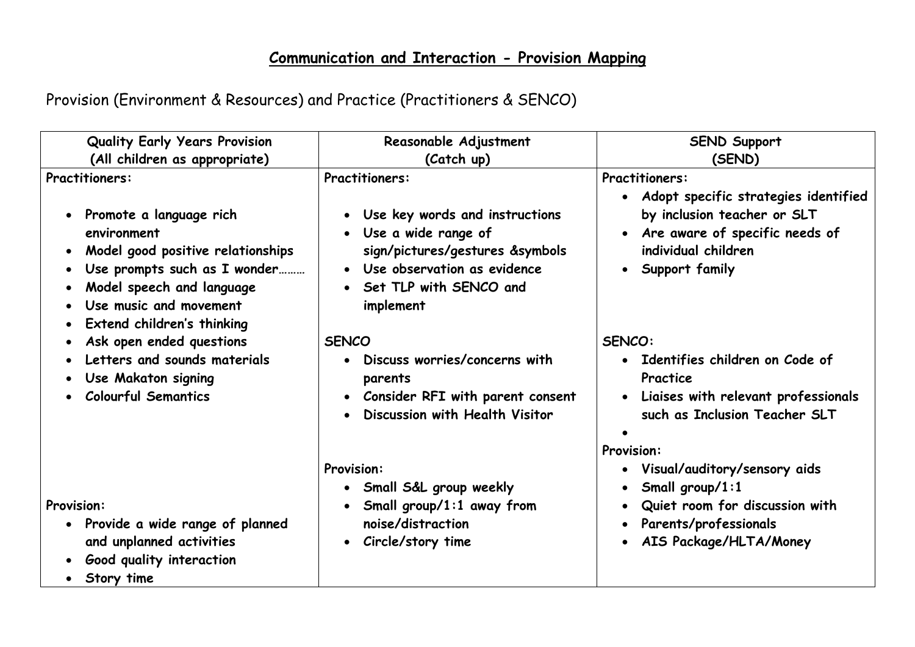## Communication and Interaction - Provision Mapping

Provision (Environment & Resources) and Practice (Practitioners & SENCO)

| Quality Early Years Provision (All children as appropriate) | Reasonable Adjustment (Catch up) | SEND Support (SEND) |
|---|---|---|
| **Practitioners:**<br><br>• Promote a language rich environment<br>• Model good positive relationships<br>• Use prompts such as I wonder………<br>• Model speech and language<br>• Use music and movement<br>• Extend children's thinking<br>• Ask open ended questions<br>• Letters and sounds materials<br>• Use Makaton signing<br>• Colourful Semantics<br><br>**Provision:**<br>• Provide a wide range of planned and unplanned activities<br>• Good quality interaction<br>• Story time | **Practitioners:**<br><br>• Use key words and instructions<br>• Use a wide range of sign/pictures/gestures &symbols<br>• Use observation as evidence<br>• Set TLP with SENCO and implement<br><br>**SENCO**<br>• Discuss worries/concerns with parents<br>• Consider RFI with parent consent<br>• Discussion with Health Visitor<br><br>**Provision:**<br>• Small S&L group weekly<br>• Small group/1:1 away from noise/distraction<br>• Circle/story time | **Practitioners:**<br>• Adopt specific strategies identified by inclusion teacher or SLT<br>• Are aware of specific needs of individual children<br>• Support family<br><br>**SENCO:**<br>• Identifies children on Code of Practice<br>• Liaises with relevant professionals such as Inclusion Teacher SLT<br>•<br><br>**Provision:**<br>• Visual/auditory/sensory aids<br>• Small group/1:1<br>• Quiet room for discussion with<br>• Parents/professionals<br>• AIS Package/HLTA/Money |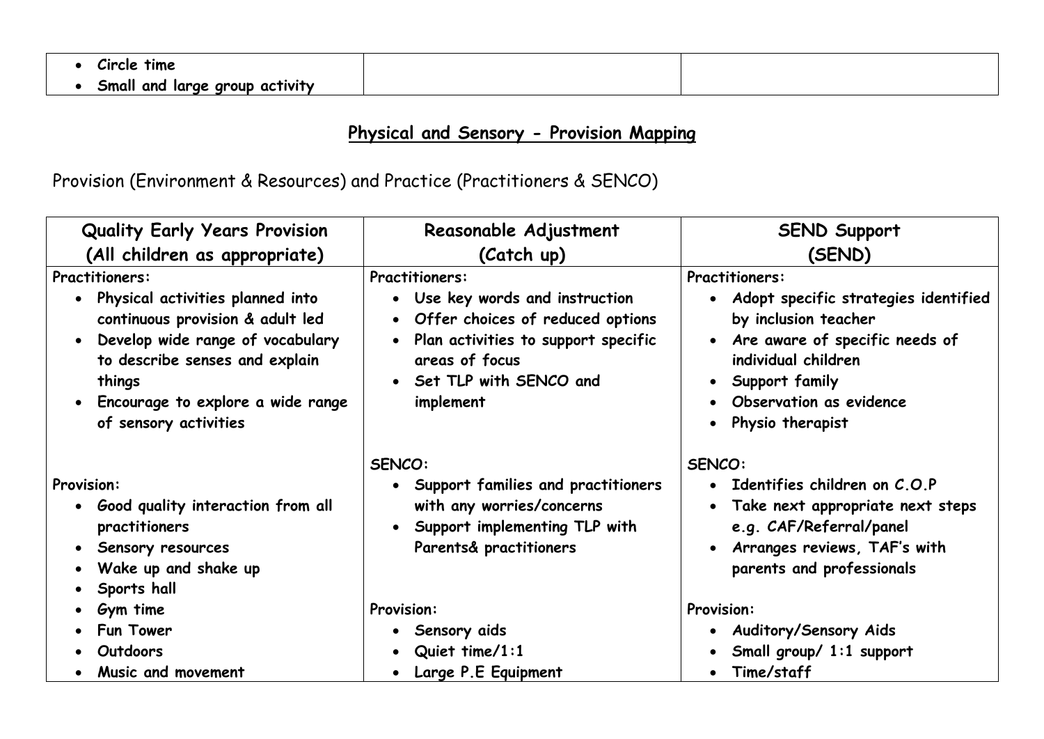| | | |
|---|---|---|
| • Circle time<br>• Small and large group activity | | |

## Physical and Sensory - Provision Mapping

Provision (Environment & Resources) and Practice (Practitioners & SENCO)

| Quality Early Years Provision (All children as appropriate) | Reasonable Adjustment (Catch up) | SEND Support (SEND) |
|---|---|---|
| **Practitioners:**<br>• Physical activities planned into continuous provision & adult led<br>• Develop wide range of vocabulary to describe senses and explain things<br>• Encourage to explore a wide range of sensory activities<br><br>**Provision:**<br>• Good quality interaction from all practitioners<br>• Sensory resources<br>• Wake up and shake up<br>• Sports hall<br>• Gym time<br>• Fun Tower<br>• Outdoors<br>• Music and movement | **Practitioners:**<br>• Use key words and instruction<br>• Offer choices of reduced options<br>• Plan activities to support specific areas of focus<br>• Set TLP with SENCO and implement<br><br>**SENCO:**<br>• Support families and practitioners with any worries/concerns<br>• Support implementing TLP with Parents& practitioners<br><br>**Provision:**<br>• Sensory aids<br>• Quiet time/1:1<br>• Large P.E Equipment | **Practitioners:**<br>• Adopt specific strategies identified by inclusion teacher<br>• Are aware of specific needs of individual children<br>• Support family<br>• Observation as evidence<br>• Physio therapist<br><br>**SENCO:**<br>• Identifies children on C.O.P<br>• Take next appropriate next steps e.g. CAF/Referral/panel<br>• Arranges reviews, TAF's with parents and professionals<br><br>**Provision:**<br>• Auditory/Sensory Aids<br>• Small group/ 1:1 support<br>• Time/staff |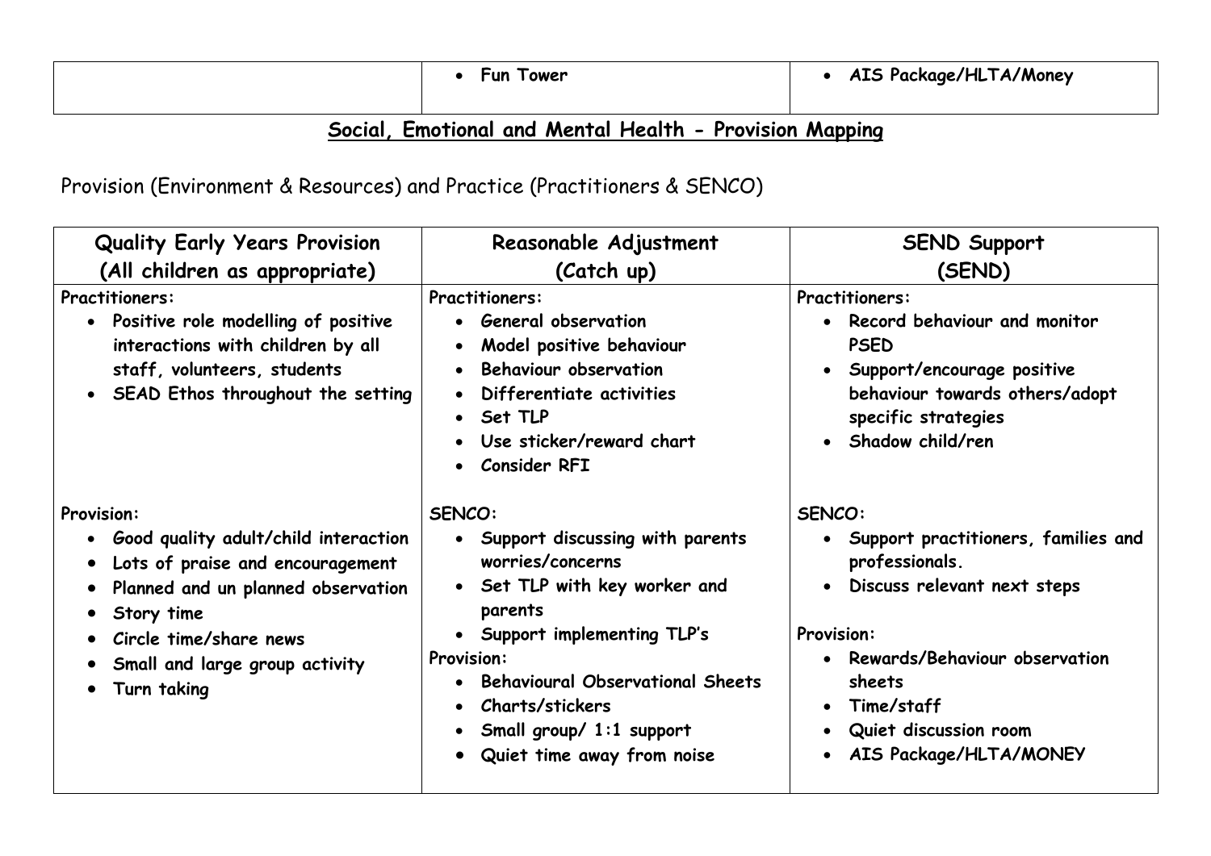| | | |
|---|---|---|
| | • Fun Tower | • AIS Package/HLTA/Money |

## Social, Emotional and Mental Health - Provision Mapping

Provision (Environment & Resources) and Practice (Practitioners & SENCO)

| Quality Early Years Provision (All children as appropriate) | Reasonable Adjustment (Catch up) | SEND Support (SEND) |
|---|---|---|
| **Practitioners:**<br>• Positive role modelling of positive interactions with children by all staff, volunteers, students<br>• SEAD Ethos throughout the setting | **Practitioners:**<br>• General observation<br>• Model positive behaviour<br>• Behaviour observation<br>• Differentiate activities<br>• Set TLP<br>• Use sticker/reward chart<br>• Consider RFI | **Practitioners:**<br>• Record behaviour and monitor PSED<br>• Support/encourage positive behaviour towards others/adopt specific strategies<br>• Shadow child/ren |
| **Provision:**<br>• Good quality adult/child interaction<br>• Lots of praise and encouragement<br>• Planned and un planned observation<br>• Story time<br>• Circle time/share news<br>• Small and large group activity<br>• Turn taking | **SENCO:**<br>• Support discussing with parents worries/concerns<br>• Set TLP with key worker and parents<br>• Support implementing TLP's<br>**Provision:**<br>• Behavioural Observational Sheets<br>• Charts/stickers<br>• Small group/ 1:1 support<br>• Quiet time away from noise | **SENCO:**<br>• Support practitioners, families and professionals.<br>• Discuss relevant next steps<br>**Provision:**<br>• Rewards/Behaviour observation sheets<br>• Time/staff<br>• Quiet discussion room<br>• AIS Package/HLTA/MONEY |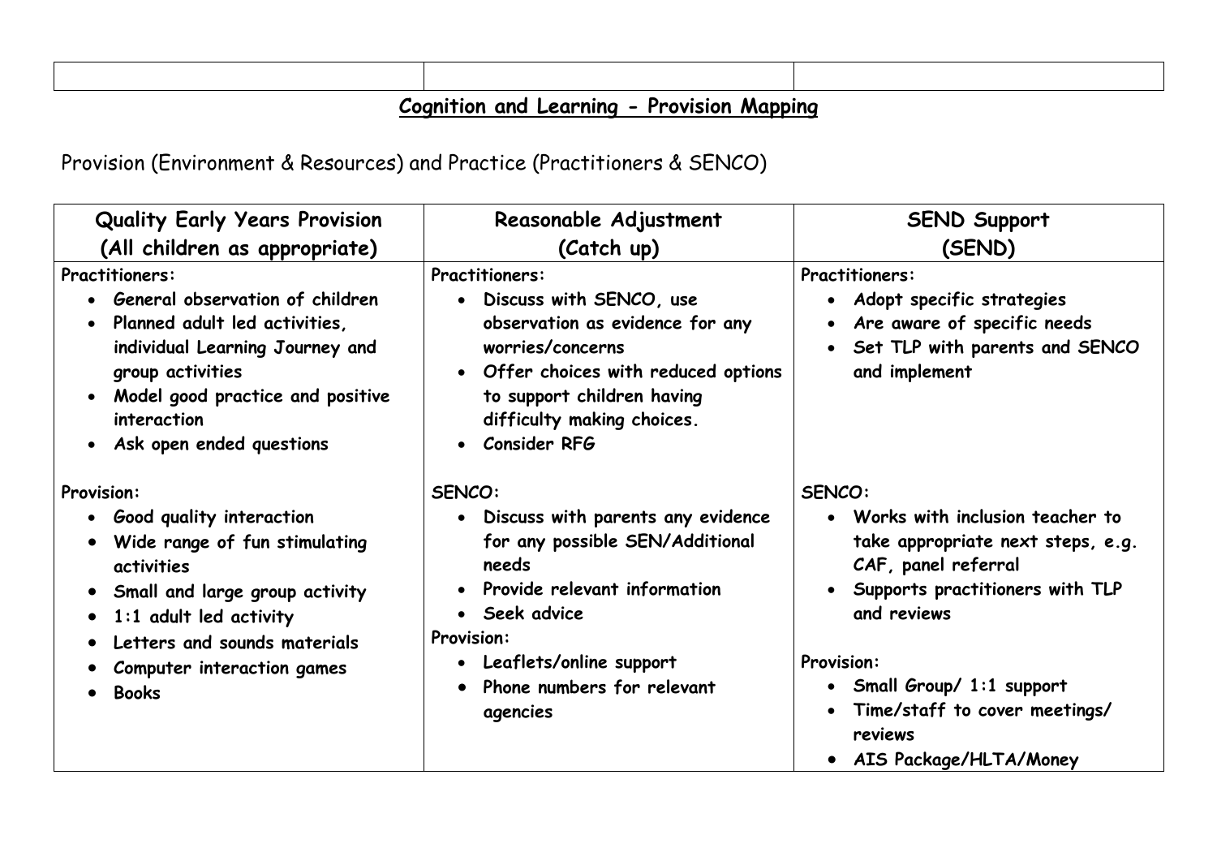| | | |
|---|---|---|
| | | |

## Cognition and Learning - Provision Mapping

Provision (Environment & Resources) and Practice (Practitioners & SENCO)

| **Quality Early Years Provision (All children as appropriate)** | **Reasonable Adjustment (Catch up)** | **SEND Support (SEND)** |
|---|---|---|
| **Practitioners:**<br>• **General observation of children**<br>• **Planned adult led activities, individual Learning Journey and group activities**<br>• **Model good practice and positive interaction**<br>• **Ask open ended questions**<br><br>**Provision:**<br>• **Good quality interaction**<br>• **Wide range of fun stimulating activities**<br>• **Small and large group activity**<br>• **1:1 adult led activity**<br>• **Letters and sounds materials**<br>• **Computer interaction games**<br>• **Books** | **Practitioners:**<br>• **Discuss with SENCO, use observation as evidence for any worries/concerns**<br>• **Offer choices with reduced options to support children having difficulty making choices.**<br>• **Consider RFG**<br><br>**SENCO:**<br>• **Discuss with parents any evidence for any possible SEN/Additional needs**<br>• **Provide relevant information**<br>• **Seek advice**<br>**Provision:**<br>• **Leaflets/online support**<br>• **Phone numbers for relevant agencies** | **Practitioners:**<br>• **Adopt specific strategies**<br>• **Are aware of specific needs**<br>• **Set TLP with parents and SENCO and implement**<br><br>**SENCO:**<br>• **Works with inclusion teacher to take appropriate next steps, e.g. CAF, panel referral**<br>• **Supports practitioners with TLP and reviews**<br><br>**Provision:**<br>• **Small Group/ 1:1 support**<br>• **Time/staff to cover meetings/ reviews**<br>• **AIS Package/HLTA/Money** |